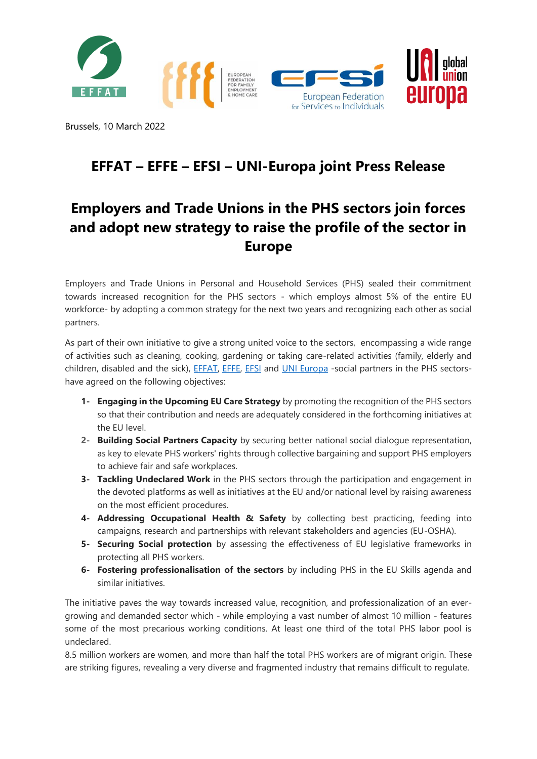Brussels, 10 March 2022

# EFFAT – EFFE – EFSI – UNI-Europa joint Press Release

# Employers and Trade Unions in the PHS sectors join forces and adopt new strategy to raise the profile of the sector in Europe

Employers and Trade Unions in Personal and Household Services (PHS) sealed their commitment towards increased recognition for the PHS sectors - which employs almost 5% of the entire EU workforce- by adopting a common strategy for the next two years and recognizing each other as social partners.

As part of their own initiative to give a strong united voice to the sectors, encompassing a wide range of activities such as cleaning, cooking, gardening or taking care-related activities (family, elderly and children, disabled and the sick), EFFAT, EFFE, EFSI and UNI Europa -social partners in the PHS sectors- have agreed on the following objectives:

1- **Engaging in the Upcoming EU Care Strategy** by promoting the recognition of the PHS sectors so that their contribution and needs are adequately considered in the forthcoming initiatives at the EU level.
2- **Building Social Partners Capacity** by securing better national social dialogue representation, as key to elevate PHS workers' rights through collective bargaining and support PHS employers to achieve fair and safe workplaces.
3- **Tackling Undeclared Work** in the PHS sectors through the participation and engagement in the devoted platforms as well as initiatives at the EU and/or national level by raising awareness on the most efficient procedures.
4- **Addressing Occupational Health & Safety** by collecting best practicing, feeding into campaigns, research and partnerships with relevant stakeholders and agencies (EU-OSHA).
5- **Securing Social protection** by assessing the effectiveness of EU legislative frameworks in protecting all PHS workers.
6- **Fostering professionalisation of the sectors** by including PHS in the EU Skills agenda and similar initiatives.

The initiative paves the way towards increased value, recognition, and professionalization of an ever-growing and demanded sector which - while employing a vast number of almost 10 million - features some of the most precarious working conditions. At least one third of the total PHS labor pool is undeclared.

8.5 million workers are women, and more than half the total PHS workers are of migrant origin. These are striking figures, revealing a very diverse and fragmented industry that remains difficult to regulate.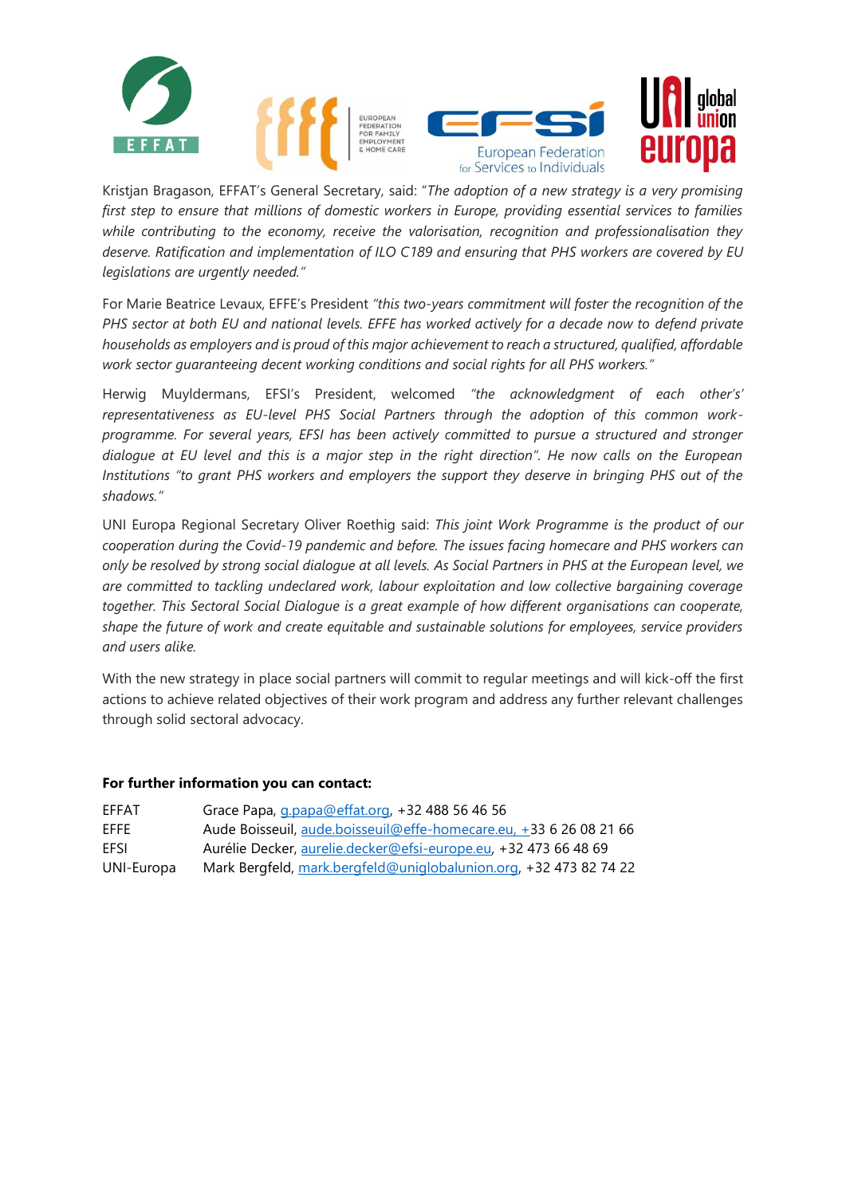Kristjan Bragason, EFFAT's General Secretary, said: "*The adoption of a new strategy is a very promising first step to ensure that millions of domestic workers in Europe, providing essential services to families while contributing to the economy, receive the valorisation, recognition and professionalisation they deserve. Ratification and implementation of ILO C189 and ensuring that PHS workers are covered by EU legislations are urgently needed."*

For Marie Beatrice Levaux, EFFE's President *"this two-years commitment will foster the recognition of the PHS sector at both EU and national levels. EFFE has worked actively for a decade now to defend private households as employers and is proud of this major achievement to reach a structured, qualified, affordable work sector guaranteeing decent working conditions and social rights for all PHS workers."*

Herwig Muyldermans, EFSI's President, welcomed *"the acknowledgment of each other's' representativeness as EU-level PHS Social Partners through the adoption of this common work-programme. For several years, EFSI has been actively committed to pursue a structured and stronger dialogue at EU level and this is a major step in the right direction"*. He now calls on the European Institutions *"to grant PHS workers and employers the support they deserve in bringing PHS out of the shadows."*

UNI Europa Regional Secretary Oliver Roethig said: *This joint Work Programme is the product of our cooperation during the Covid-19 pandemic and before. The issues facing homecare and PHS workers can only be resolved by strong social dialogue at all levels. As Social Partners in PHS at the European level, we are committed to tackling undeclared work, labour exploitation and low collective bargaining coverage together. This Sectoral Social Dialogue is a great example of how different organisations can cooperate, shape the future of work and create equitable and sustainable solutions for employees, service providers and users alike.*

With the new strategy in place social partners will commit to regular meetings and will kick-off the first actions to achieve related objectives of their work program and address any further relevant challenges through solid sectoral advocacy.

**For further information you can contact:**

| | |
|---|---|
| EFFAT | Grace Papa, g.papa@effat.org, +32 488 56 46 56 |
| EFFE | Aude Boisseuil, aude.boisseuil@effe-homecare.eu, +33 6 26 08 21 66 |
| EFSI | Aurélie Decker, aurelie.decker@efsi-europe.eu, +32 473 66 48 69 |
| UNI-Europa | Mark Bergfeld, mark.bergfeld@uniglobalunion.org, +32 473 82 74 22 |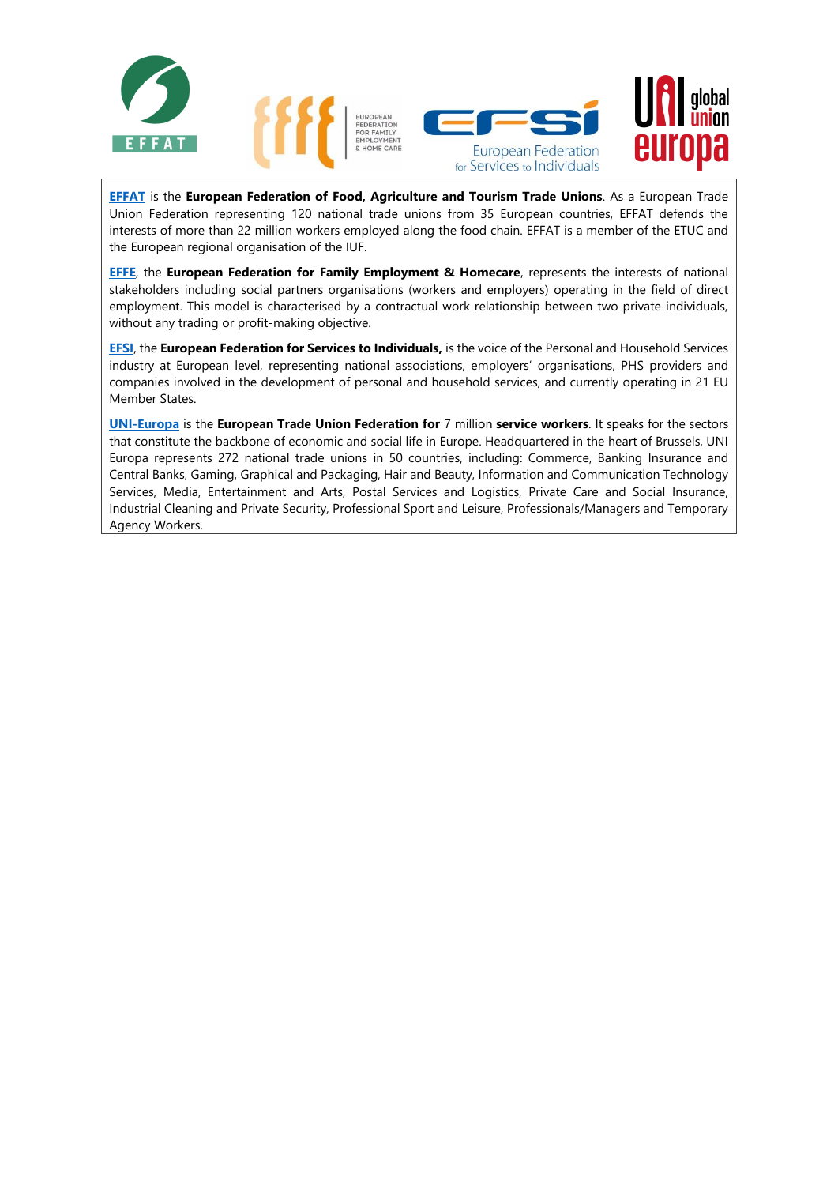**[EFFAT](#)** is the **European Federation of Food, Agriculture and Tourism Trade Unions**. As a European Trade Union Federation representing 120 national trade unions from 35 European countries, EFFAT defends the interests of more than 22 million workers employed along the food chain. EFFAT is a member of the ETUC and the European regional organisation of the IUF.

**[EFFE](#)**, the **European Federation for Family Employment & Homecare**, represents the interests of national stakeholders including social partners organisations (workers and employers) operating in the field of direct employment. This model is characterised by a contractual work relationship between two private individuals, without any trading or profit-making objective.

**[EFSI](#)**, the **European Federation for Services to Individuals,** is the voice of the Personal and Household Services industry at European level, representing national associations, employers' organisations, PHS providers and companies involved in the development of personal and household services, and currently operating in 21 EU Member States.

**[UNI-Europa](#)** is the **European Trade Union Federation for** 7 million **service workers**. It speaks for the sectors that constitute the backbone of economic and social life in Europe. Headquartered in the heart of Brussels, UNI Europa represents 272 national trade unions in 50 countries, including: Commerce, Banking Insurance and Central Banks, Gaming, Graphical and Packaging, Hair and Beauty, Information and Communication Technology Services, Media, Entertainment and Arts, Postal Services and Logistics, Private Care and Social Insurance, Industrial Cleaning and Private Security, Professional Sport and Leisure, Professionals/Managers and Temporary Agency Workers.